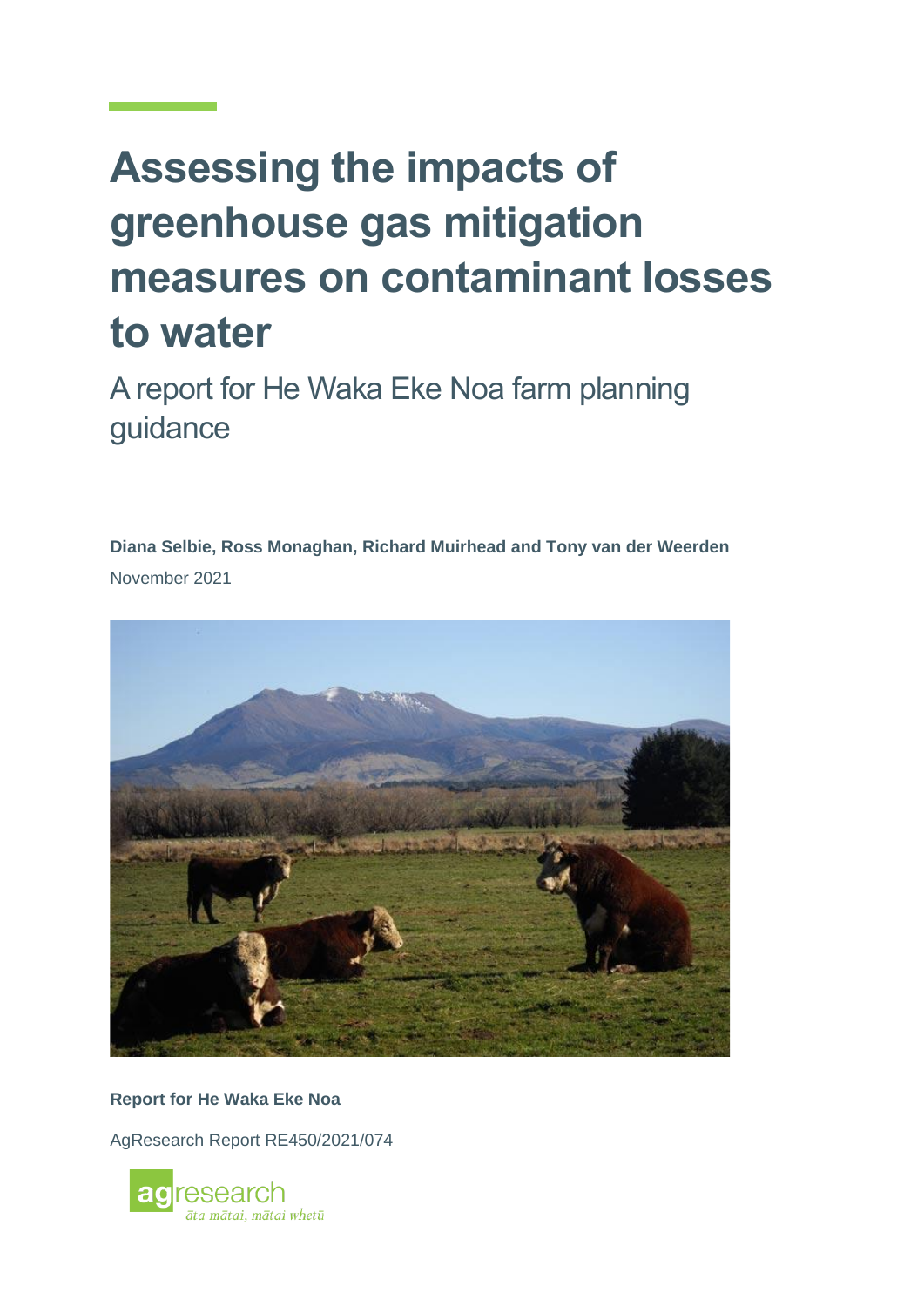# Assessing the impacts of greenhouse gas mitigation measures on contaminant losses to water

A report for He Waka Eke Noa farm planning guidance

**Diana Selbie, Ross Monaghan, Richard Muirhead and Tony van der Weerden**

November 2021

**Report for He Waka Eke Noa**

AgResearch Report RE450/2021/074

agresearch
*āta mātai, mātai whetū*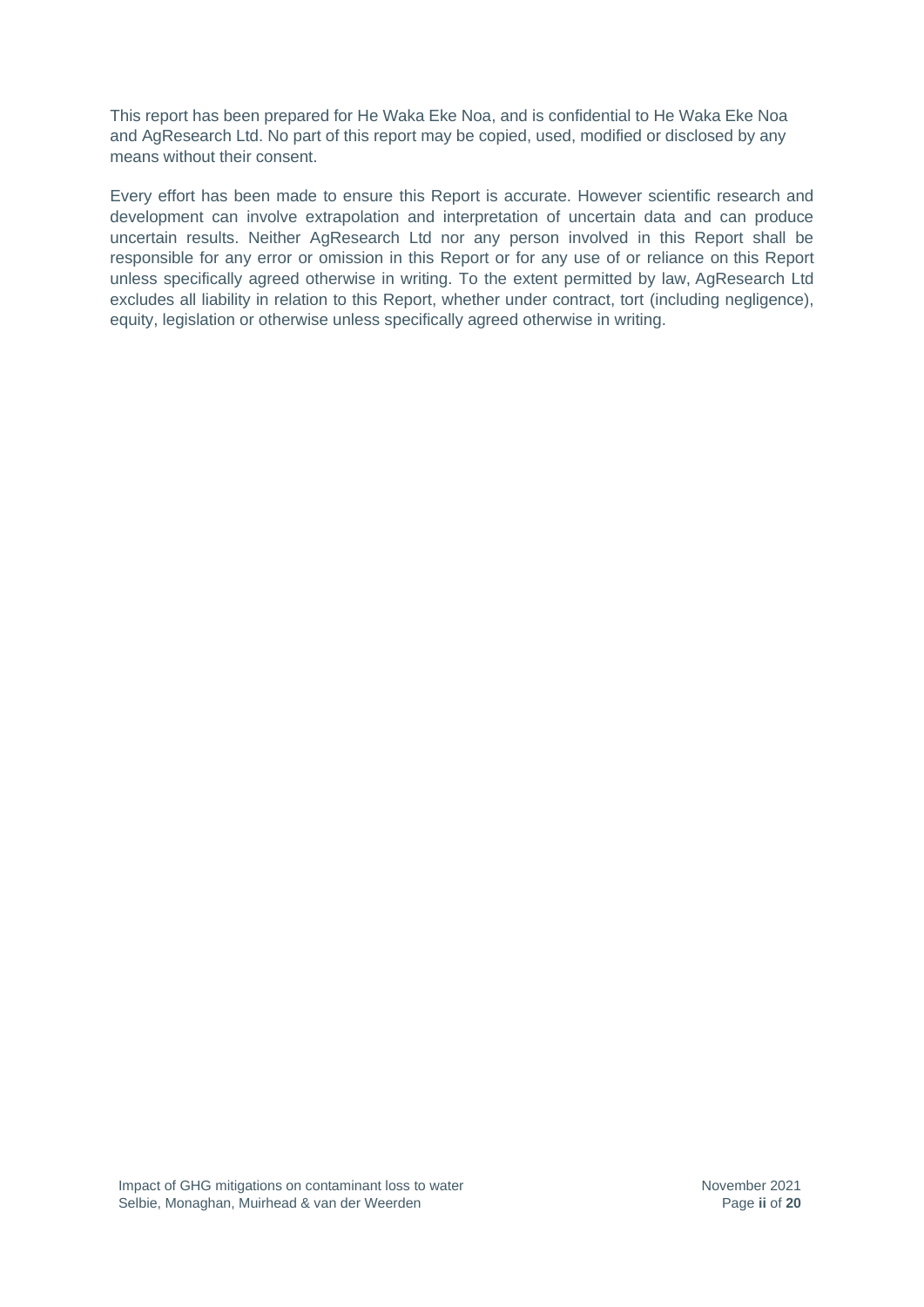This report has been prepared for He Waka Eke Noa, and is confidential to He Waka Eke Noa and AgResearch Ltd. No part of this report may be copied, used, modified or disclosed by any means without their consent.

Every effort has been made to ensure this Report is accurate. However scientific research and development can involve extrapolation and interpretation of uncertain data and can produce uncertain results. Neither AgResearch Ltd nor any person involved in this Report shall be responsible for any error or omission in this Report or for any use of or reliance on this Report unless specifically agreed otherwise in writing. To the extent permitted by law, AgResearch Ltd excludes all liability in relation to this Report, whether under contract, tort (including negligence), equity, legislation or otherwise unless specifically agreed otherwise in writing.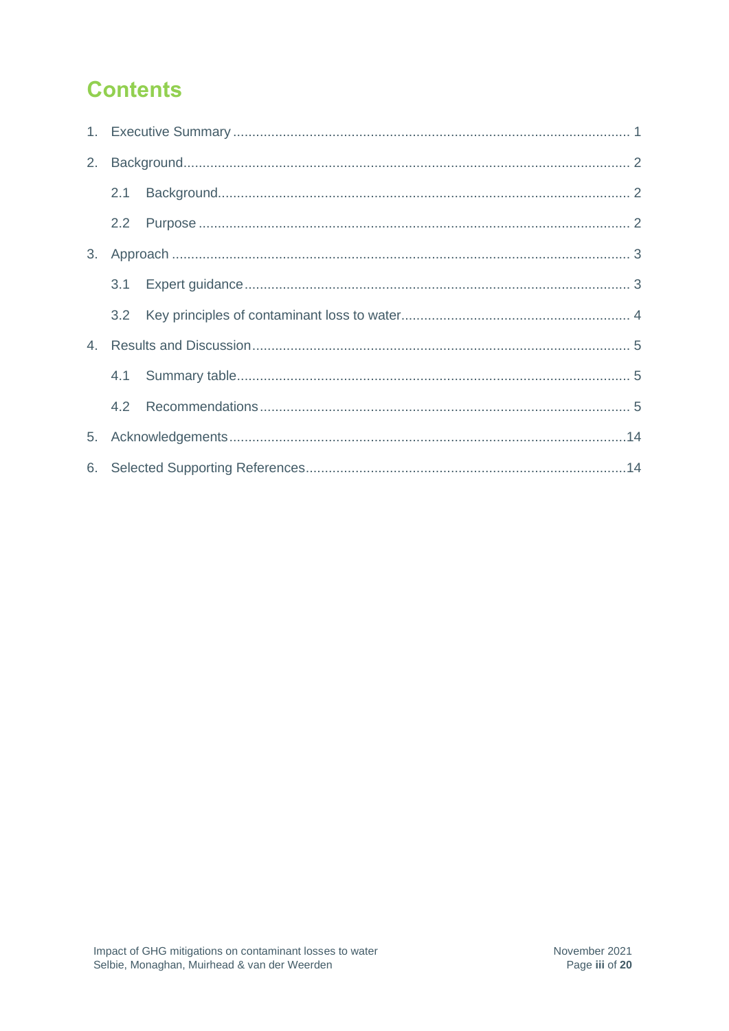# Contents

1. Executive Summary ........................................................................................................ 1
2. Background.................................................................................................................... 2
   - 2.1 Background.......................................................................................................... 2
   - 2.2 Purpose ............................................................................................................... 2
3. Approach ....................................................................................................................... 3
   - 3.1 Expert guidance ................................................................................................... 3
   - 3.2 Key principles of contaminant loss to water........................................................... 4
4. Results and Discussion.................................................................................................. 5
   - 4.1 Summary table...................................................................................................... 5
   - 4.2 Recommendations ............................................................................................... 5
5. Acknowledgements.......................................................................................................14
6. Selected Supporting References...................................................................................14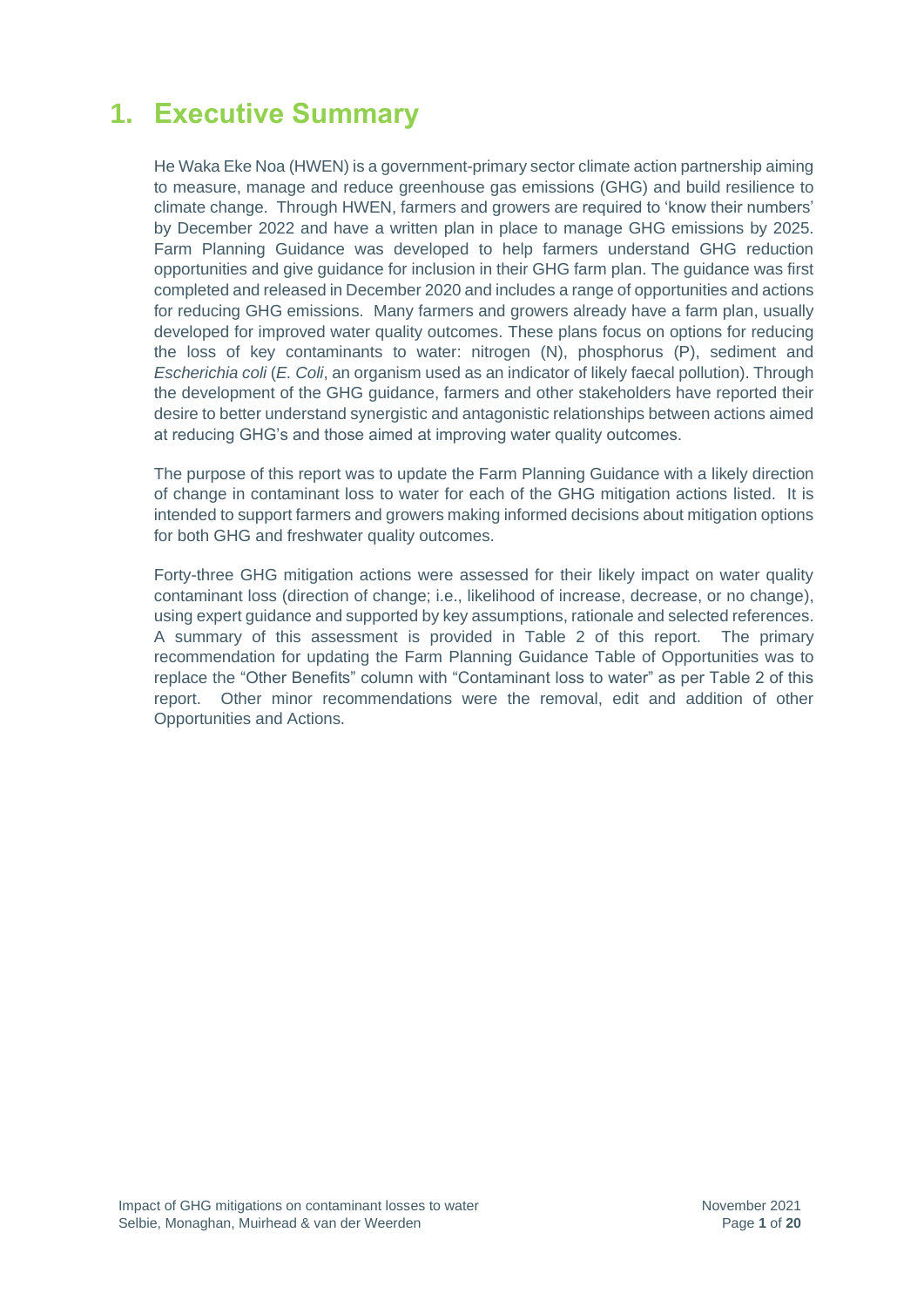# 1. Executive Summary

He Waka Eke Noa (HWEN) is a government-primary sector climate action partnership aiming to measure, manage and reduce greenhouse gas emissions (GHG) and build resilience to climate change. Through HWEN, farmers and growers are required to 'know their numbers' by December 2022 and have a written plan in place to manage GHG emissions by 2025. Farm Planning Guidance was developed to help farmers understand GHG reduction opportunities and give guidance for inclusion in their GHG farm plan. The guidance was first completed and released in December 2020 and includes a range of opportunities and actions for reducing GHG emissions. Many farmers and growers already have a farm plan, usually developed for improved water quality outcomes. These plans focus on options for reducing the loss of key contaminants to water: nitrogen (N), phosphorus (P), sediment and *Escherichia coli* (*E. Coli*, an organism used as an indicator of likely faecal pollution). Through the development of the GHG guidance, farmers and other stakeholders have reported their desire to better understand synergistic and antagonistic relationships between actions aimed at reducing GHG's and those aimed at improving water quality outcomes.

The purpose of this report was to update the Farm Planning Guidance with a likely direction of change in contaminant loss to water for each of the GHG mitigation actions listed. It is intended to support farmers and growers making informed decisions about mitigation options for both GHG and freshwater quality outcomes.

Forty-three GHG mitigation actions were assessed for their likely impact on water quality contaminant loss (direction of change; i.e., likelihood of increase, decrease, or no change), using expert guidance and supported by key assumptions, rationale and selected references. A summary of this assessment is provided in Table 2 of this report. The primary recommendation for updating the Farm Planning Guidance Table of Opportunities was to replace the "Other Benefits" column with "Contaminant loss to water" as per Table 2 of this report. Other minor recommendations were the removal, edit and addition of other Opportunities and Actions.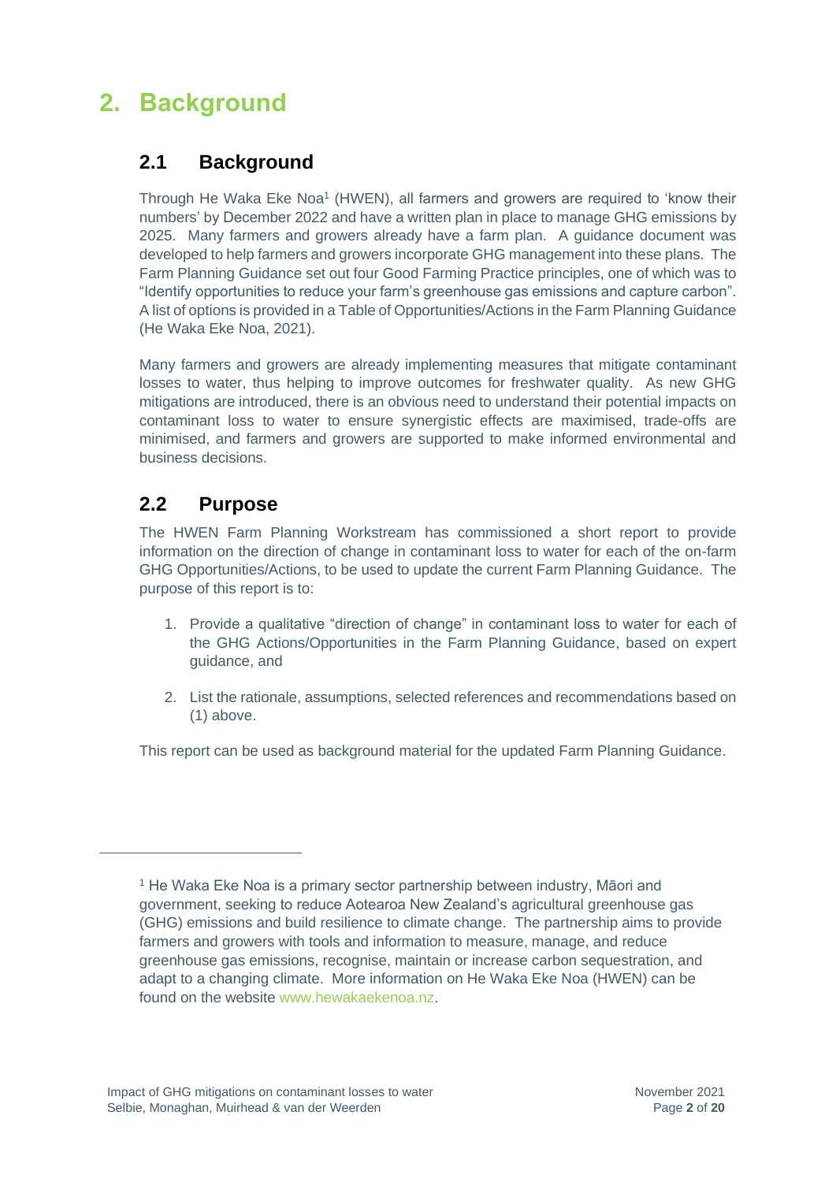# 2. Background

## 2.1 Background

Through He Waka Eke Noa[1] (HWEN), all farmers and growers are required to 'know their numbers' by December 2022 and have a written plan in place to manage GHG emissions by 2025. Many farmers and growers already have a farm plan. A guidance document was developed to help farmers and growers incorporate GHG management into these plans. The Farm Planning Guidance set out four Good Farming Practice principles, one of which was to "Identify opportunities to reduce your farm's greenhouse gas emissions and capture carbon". A list of options is provided in a Table of Opportunities/Actions in the Farm Planning Guidance (He Waka Eke Noa, 2021).

Many farmers and growers are already implementing measures that mitigate contaminant losses to water, thus helping to improve outcomes for freshwater quality. As new GHG mitigations are introduced, there is an obvious need to understand their potential impacts on contaminant loss to water to ensure synergistic effects are maximised, trade-offs are minimised, and farmers and growers are supported to make informed environmental and business decisions.

## 2.2 Purpose

The HWEN Farm Planning Workstream has commissioned a short report to provide information on the direction of change in contaminant loss to water for each of the on-farm GHG Opportunities/Actions, to be used to update the current Farm Planning Guidance. The purpose of this report is to:

1. Provide a qualitative "direction of change" in contaminant loss to water for each of the GHG Actions/Opportunities in the Farm Planning Guidance, based on expert guidance, and
2. List the rationale, assumptions, selected references and recommendations based on (1) above.

This report can be used as background material for the updated Farm Planning Guidance.

---

[1] He Waka Eke Noa is a primary sector partnership between industry, Māori and government, seeking to reduce Aotearoa New Zealand's agricultural greenhouse gas (GHG) emissions and build resilience to climate change. The partnership aims to provide farmers and growers with tools and information to measure, manage, and reduce greenhouse gas emissions, recognise, maintain or increase carbon sequestration, and adapt to a changing climate. More information on He Waka Eke Noa (HWEN) can be found on the website www.hewakaekenoa.nz.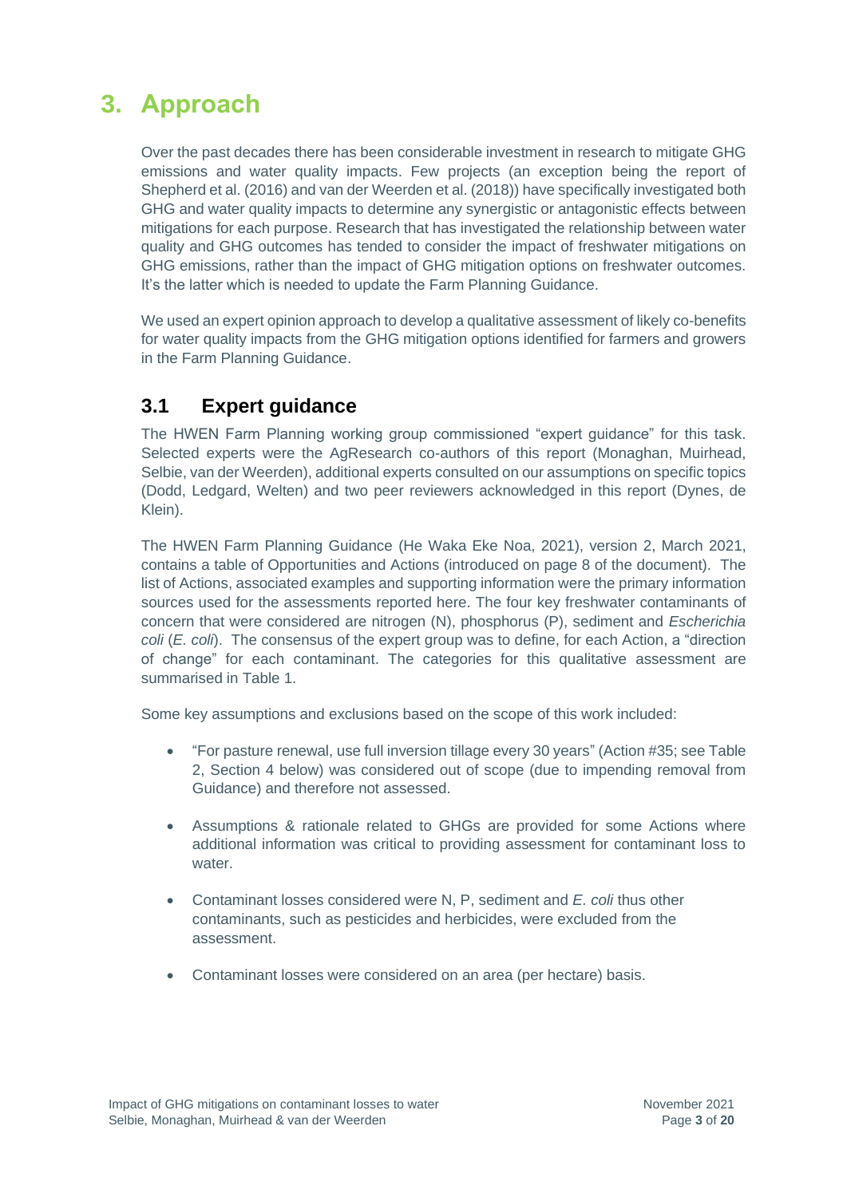# 3. Approach

Over the past decades there has been considerable investment in research to mitigate GHG emissions and water quality impacts. Few projects (an exception being the report of Shepherd et al. (2016) and van der Weerden et al. (2018)) have specifically investigated both GHG and water quality impacts to determine any synergistic or antagonistic effects between mitigations for each purpose. Research that has investigated the relationship between water quality and GHG outcomes has tended to consider the impact of freshwater mitigations on GHG emissions, rather than the impact of GHG mitigation options on freshwater outcomes. It's the latter which is needed to update the Farm Planning Guidance.

We used an expert opinion approach to develop a qualitative assessment of likely co-benefits for water quality impacts from the GHG mitigation options identified for farmers and growers in the Farm Planning Guidance.

## 3.1 Expert guidance

The HWEN Farm Planning working group commissioned "expert guidance" for this task. Selected experts were the AgResearch co-authors of this report (Monaghan, Muirhead, Selbie, van der Weerden), additional experts consulted on our assumptions on specific topics (Dodd, Ledgard, Welten) and two peer reviewers acknowledged in this report (Dynes, de Klein).

The HWEN Farm Planning Guidance (He Waka Eke Noa, 2021), version 2, March 2021, contains a table of Opportunities and Actions (introduced on page 8 of the document). The list of Actions, associated examples and supporting information were the primary information sources used for the assessments reported here. The four key freshwater contaminants of concern that were considered are nitrogen (N), phosphorus (P), sediment and *Escherichia coli* (*E. coli*). The consensus of the expert group was to define, for each Action, a "direction of change" for each contaminant. The categories for this qualitative assessment are summarised in Table 1.

Some key assumptions and exclusions based on the scope of this work included:

- "For pasture renewal, use full inversion tillage every 30 years" (Action #35; see Table 2, Section 4 below) was considered out of scope (due to impending removal from Guidance) and therefore not assessed.
- Assumptions & rationale related to GHGs are provided for some Actions where additional information was critical to providing assessment for contaminant loss to water.
- Contaminant losses considered were N, P, sediment and *E. coli* thus other contaminants, such as pesticides and herbicides, were excluded from the assessment.
- Contaminant losses were considered on an area (per hectare) basis.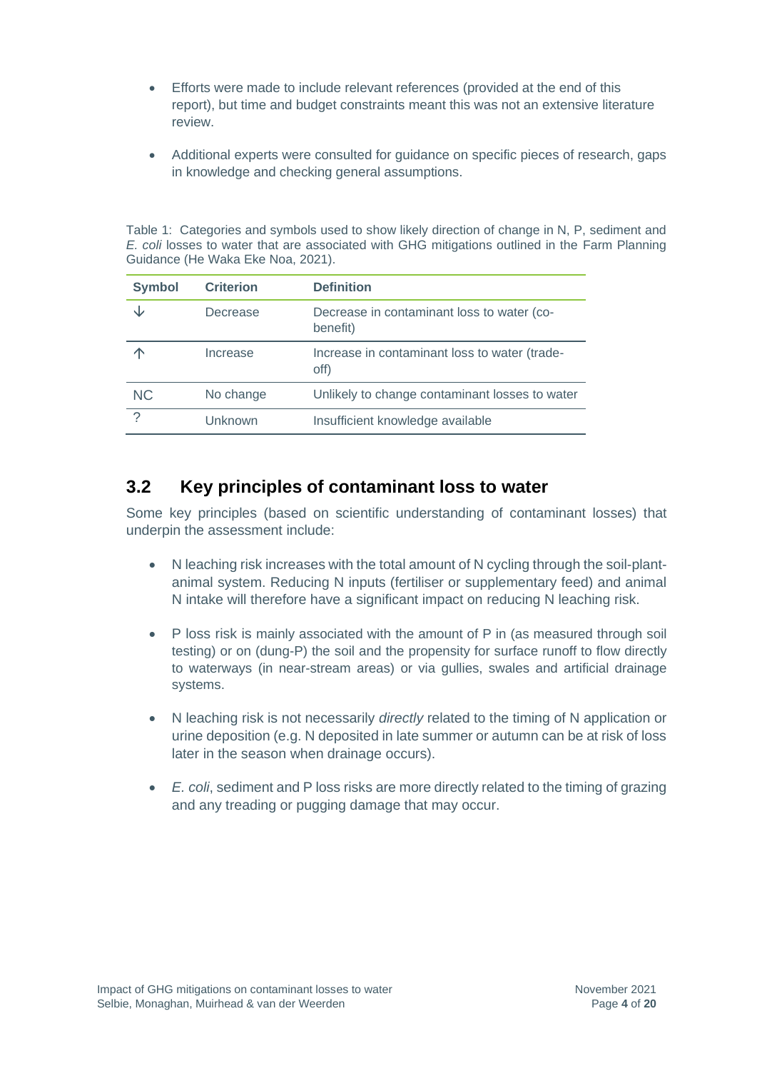- Efforts were made to include relevant references (provided at the end of this report), but time and budget constraints meant this was not an extensive literature review.
- Additional experts were consulted for guidance on specific pieces of research, gaps in knowledge and checking general assumptions.

Table 1: Categories and symbols used to show likely direction of change in N, P, sediment and *E. coli* losses to water that are associated with GHG mitigations outlined in the Farm Planning Guidance (He Waka Eke Noa, 2021).

| Symbol | Criterion | Definition |
|---|---|---|
| ↓ | Decrease | Decrease in contaminant loss to water (co-benefit) |
| ↑ | Increase | Increase in contaminant loss to water (trade-off) |
| NC | No change | Unlikely to change contaminant losses to water |
| ? | Unknown | Insufficient knowledge available |

## 3.2 Key principles of contaminant loss to water

Some key principles (based on scientific understanding of contaminant losses) that underpin the assessment include:

- N leaching risk increases with the total amount of N cycling through the soil-plant-animal system. Reducing N inputs (fertiliser or supplementary feed) and animal N intake will therefore have a significant impact on reducing N leaching risk.
- P loss risk is mainly associated with the amount of P in (as measured through soil testing) or on (dung-P) the soil and the propensity for surface runoff to flow directly to waterways (in near-stream areas) or via gullies, swales and artificial drainage systems.
- N leaching risk is not necessarily *directly* related to the timing of N application or urine deposition (e.g. N deposited in late summer or autumn can be at risk of loss later in the season when drainage occurs).
- *E. coli*, sediment and P loss risks are more directly related to the timing of grazing and any treading or pugging damage that may occur.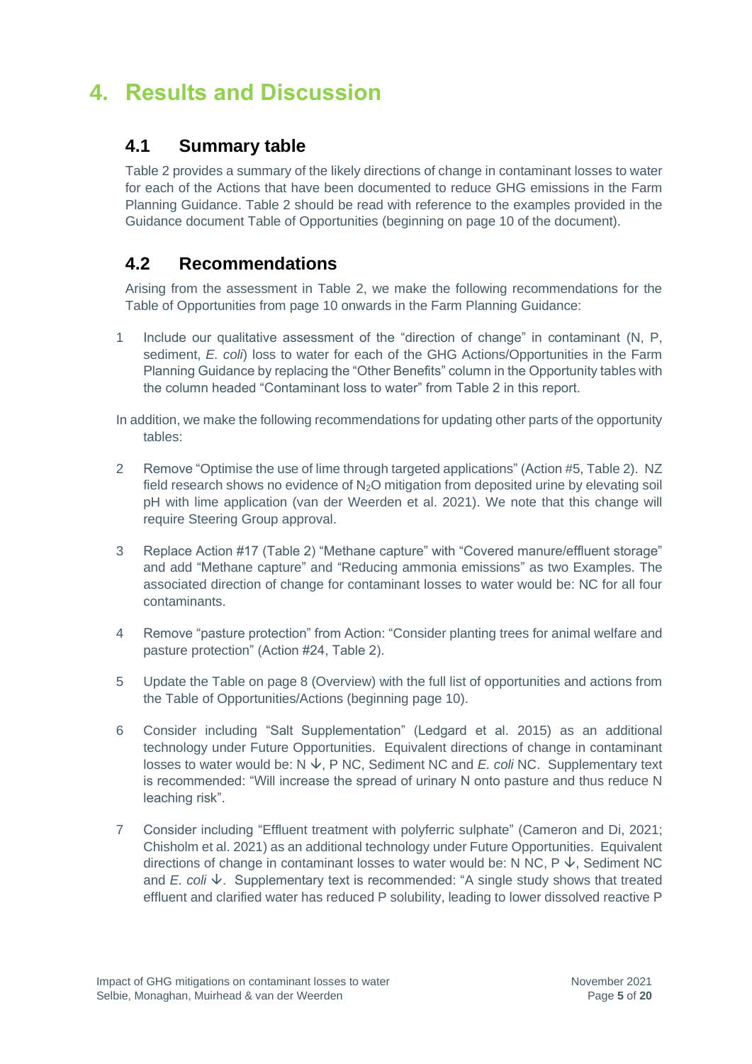# 4. Results and Discussion

## 4.1 Summary table

Table 2 provides a summary of the likely directions of change in contaminant losses to water for each of the Actions that have been documented to reduce GHG emissions in the Farm Planning Guidance. Table 2 should be read with reference to the examples provided in the Guidance document Table of Opportunities (beginning on page 10 of the document).

## 4.2 Recommendations

Arising from the assessment in Table 2, we make the following recommendations for the Table of Opportunities from page 10 onwards in the Farm Planning Guidance:

1. Include our qualitative assessment of the “direction of change” in contaminant (N, P, sediment, *E. coli*) loss to water for each of the GHG Actions/Opportunities in the Farm Planning Guidance by replacing the “Other Benefits” column in the Opportunity tables with the column headed “Contaminant loss to water” from Table 2 in this report.

In addition, we make the following recommendations for updating other parts of the opportunity tables:

2. Remove “Optimise the use of lime through targeted applications” (Action #5, Table 2). NZ field research shows no evidence of $N_2O$ mitigation from deposited urine by elevating soil pH with lime application (van der Weerden et al. 2021). We note that this change will require Steering Group approval.

3. Replace Action #17 (Table 2) “Methane capture” with “Covered manure/effluent storage” and add “Methane capture” and “Reducing ammonia emissions” as two Examples. The associated direction of change for contaminant losses to water would be: NC for all four contaminants.

4. Remove “pasture protection” from Action: “Consider planting trees for animal welfare and pasture protection” (Action #24, Table 2).

5. Update the Table on page 8 (Overview) with the full list of opportunities and actions from the Table of Opportunities/Actions (beginning page 10).

6. Consider including “Salt Supplementation” (Ledgard et al. 2015) as an additional technology under Future Opportunities. Equivalent directions of change in contaminant losses to water would be: N ↓, P NC, Sediment NC and *E. coli* NC. Supplementary text is recommended: “Will increase the spread of urinary N onto pasture and thus reduce N leaching risk”.

7. Consider including “Effluent treatment with polyferric sulphate” (Cameron and Di, 2021; Chisholm et al. 2021) as an additional technology under Future Opportunities. Equivalent directions of change in contaminant losses to water would be: N NC, P ↓, Sediment NC and *E. coli* ↓. Supplementary text is recommended: “A single study shows that treated effluent and clarified water has reduced P solubility, leading to lower dissolved reactive P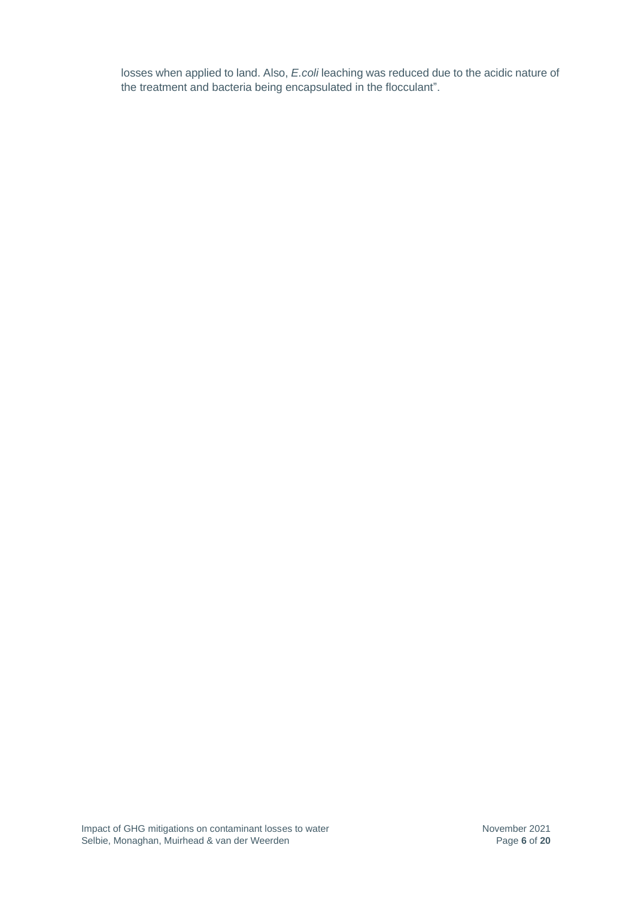losses when applied to land. Also, *E.coli* leaching was reduced due to the acidic nature of the treatment and bacteria being encapsulated in the flocculant".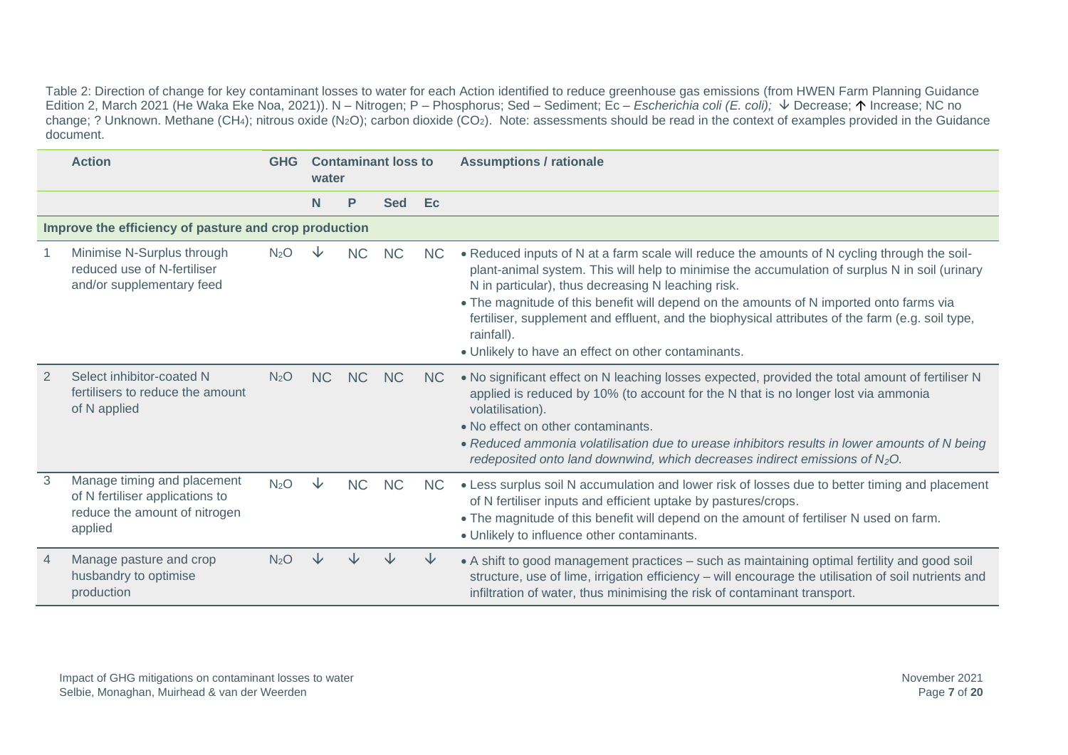Table 2: Direction of change for key contaminant losses to water for each Action identified to reduce greenhouse gas emissions (from HWEN Farm Planning Guidance Edition 2, March 2021 (He Waka Eke Noa, 2021)). N – Nitrogen; P – Phosphorus; Sed – Sediment; Ec – *Escherichia coli (E. coli);* ↓ Decrease; ↑ Increase; NC no change; ? Unknown. Methane ($CH_4$); nitrous oxide ($N_2O$); carbon dioxide ($CO_2$). Note: assessments should be read in the context of examples provided in the Guidance document.

| | Action | GHG | Contaminant loss to water | | | | Assumptions / rationale |
|---|---|---|---|---|---|---|---|
| | | | N | P | Sed | Ec | |
| **Improve the efficiency of pasture and crop production** | | | | | | | |
| 1 | Minimise N-Surplus through reduced use of N-fertiliser and/or supplementary feed | $N_2O$ | ↓ | NC | NC | NC | • Reduced inputs of N at a farm scale will reduce the amounts of N cycling through the soil-plant-animal system. This will help to minimise the accumulation of surplus N in soil (urinary N in particular), thus decreasing N leaching risk.<br>• The magnitude of this benefit will depend on the amounts of N imported onto farms via fertiliser, supplement and effluent, and the biophysical attributes of the farm (e.g. soil type, rainfall).<br>• Unlikely to have an effect on other contaminants. |
| 2 | Select inhibitor-coated N fertilisers to reduce the amount of N applied | $N_2O$ | NC | NC | NC | NC | • No significant effect on N leaching losses expected, provided the total amount of fertiliser N applied is reduced by 10% (to account for the N that is no longer lost via ammonia volatilisation).<br>• No effect on other contaminants.<br>• *Reduced ammonia volatilisation due to urease inhibitors results in lower amounts of N being redeposited onto land downwind, which decreases indirect emissions of $N_2O$.* |
| 3 | Manage timing and placement of N fertiliser applications to reduce the amount of nitrogen applied | $N_2O$ | ↓ | NC | NC | NC | • Less surplus soil N accumulation and lower risk of losses due to better timing and placement of N fertiliser inputs and efficient uptake by pastures/crops.<br>• The magnitude of this benefit will depend on the amount of fertiliser N used on farm.<br>• Unlikely to influence other contaminants. |
| 4 | Manage pasture and crop husbandry to optimise production | $N_2O$ | ↓ | ↓ | ↓ | ↓ | • A shift to good management practices – such as maintaining optimal fertility and good soil structure, use of lime, irrigation efficiency – will encourage the utilisation of soil nutrients and infiltration of water, thus minimising the risk of contaminant transport. |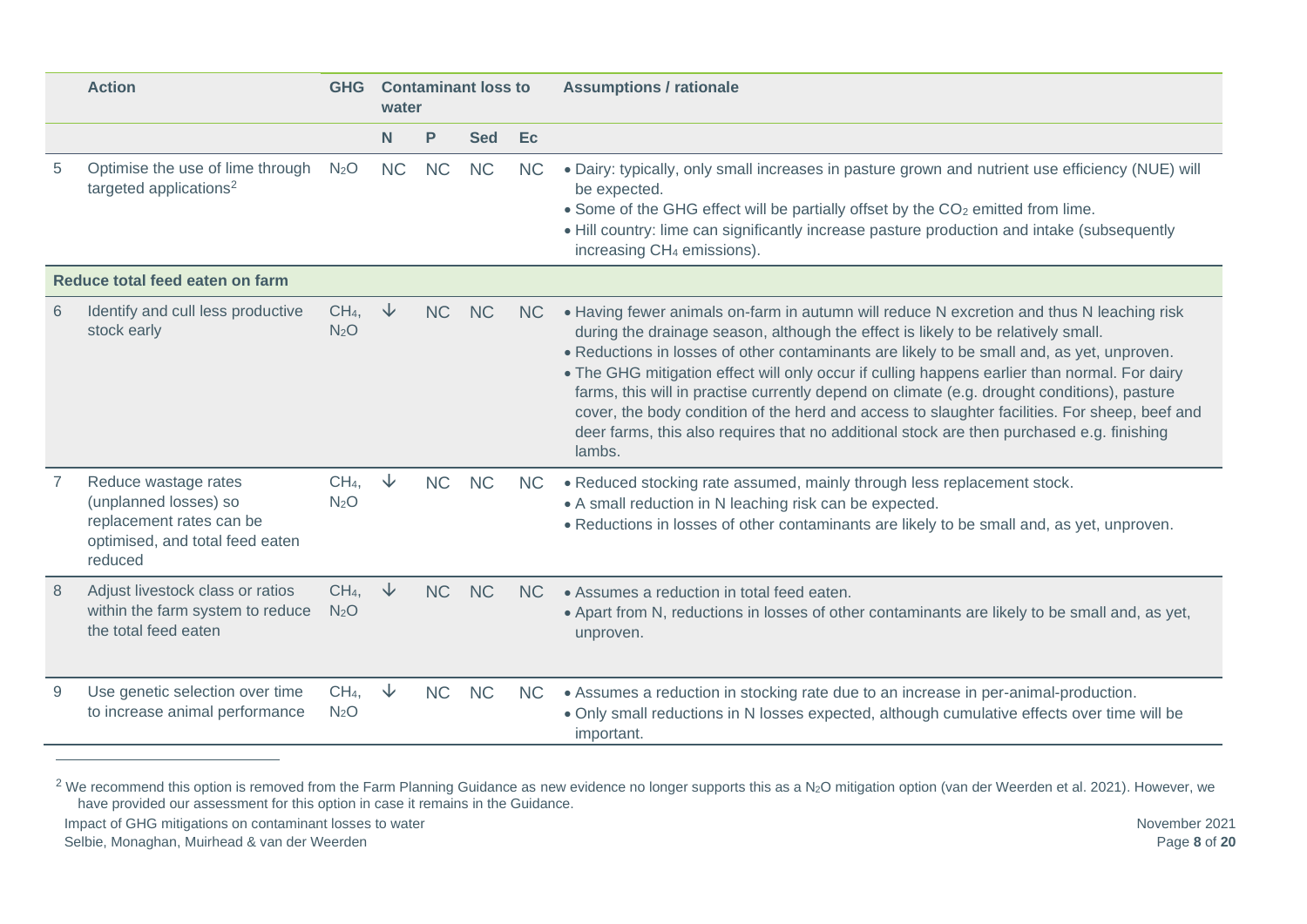| | Action | GHG | Contaminant loss to water | | | | Assumptions / rationale |
|---|---|---|---|---|---|---|---|
| | | | N | P | Sed | Ec | |
| 5 | Optimise the use of lime through targeted applications[2] | $N_2O$ | NC | NC | NC | NC | • Dairy: typically, only small increases in pasture grown and nutrient use efficiency (NUE) will be expected.<br>• Some of the GHG effect will be partially offset by the $CO_2$ emitted from lime.<br>• Hill country: lime can significantly increase pasture production and intake (subsequently increasing $CH_4$ emissions). |
| **Reduce total feed eaten on farm** | | | | | | | |
| 6 | Identify and cull less productive stock early | $CH_4$, $N_2O$ | ↓ | NC | NC | NC | • Having fewer animals on-farm in autumn will reduce N excretion and thus N leaching risk during the drainage season, although the effect is likely to be relatively small.<br>• Reductions in losses of other contaminants are likely to be small and, as yet, unproven.<br>• The GHG mitigation effect will only occur if culling happens earlier than normal. For dairy farms, this will in practise currently depend on climate (e.g. drought conditions), pasture cover, the body condition of the herd and access to slaughter facilities. For sheep, beef and deer farms, this also requires that no additional stock are then purchased e.g. finishing lambs. |
| 7 | Reduce wastage rates (unplanned losses) so replacement rates can be optimised, and total feed eaten reduced | $CH_4$, $N_2O$ | ↓ | NC | NC | NC | • Reduced stocking rate assumed, mainly through less replacement stock.<br>• A small reduction in N leaching risk can be expected.<br>• Reductions in losses of other contaminants are likely to be small and, as yet, unproven. |
| 8 | Adjust livestock class or ratios within the farm system to reduce the total feed eaten | $CH_4$, $N_2O$ | ↓ | NC | NC | NC | • Assumes a reduction in total feed eaten.<br>• Apart from N, reductions in losses of other contaminants are likely to be small and, as yet, unproven. |
| 9 | Use genetic selection over time to increase animal performance | $CH_4$, $N_2O$ | ↓ | NC | NC | NC | • Assumes a reduction in stocking rate due to an increase in per-animal-production.<br>• Only small reductions in N losses expected, although cumulative effects over time will be important. |

[2] We recommend this option is removed from the Farm Planning Guidance as new evidence no longer supports this as a $N_2O$ mitigation option (van der Weerden et al. 2021). However, we have provided our assessment for this option in case it remains in the Guidance.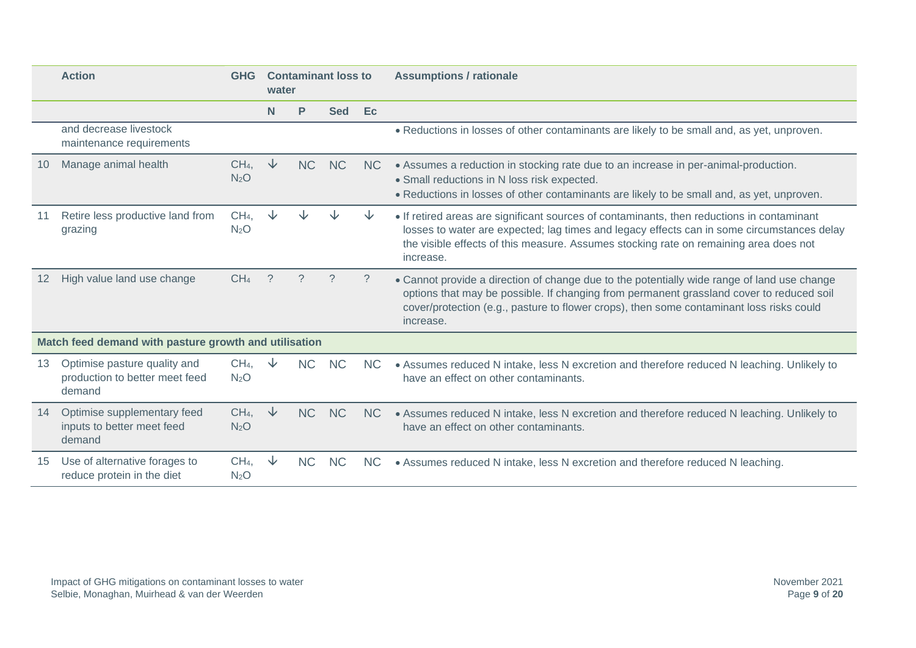| | Action | GHG | Contaminant loss to water | | | | Assumptions / rationale |
|---|---|---|---|---|---|---|---|
| | | | N | P | Sed | Ec | |
| | and decrease livestock maintenance requirements | | | | | | • Reductions in losses of other contaminants are likely to be small and, as yet, unproven. |
| 10 | Manage animal health | $CH_4$, $N_2O$ | ↓ | NC | NC | NC | • Assumes a reduction in stocking rate due to an increase in per-animal-production.<br>• Small reductions in N loss risk expected.<br>• Reductions in losses of other contaminants are likely to be small and, as yet, unproven. |
| 11 | Retire less productive land from grazing | $CH_4$, $N_2O$ | ↓ | ↓ | ↓ | ↓ | • If retired areas are significant sources of contaminants, then reductions in contaminant losses to water are expected; lag times and legacy effects can in some circumstances delay the visible effects of this measure. Assumes stocking rate on remaining area does not increase. |
| 12 | High value land use change | $CH_4$ | ? | ? | ? | ? | • Cannot provide a direction of change due to the potentially wide range of land use change options that may be possible. If changing from permanent grassland cover to reduced soil cover/protection (e.g., pasture to flower crops), then some contaminant loss risks could increase. |
| **Match feed demand with pasture growth and utilisation** | | | | | | | |
| 13 | Optimise pasture quality and production to better meet feed demand | $CH_4$, $N_2O$ | ↓ | NC | NC | NC | • Assumes reduced N intake, less N excretion and therefore reduced N leaching. Unlikely to have an effect on other contaminants. |
| 14 | Optimise supplementary feed inputs to better meet feed demand | $CH_4$, $N_2O$ | ↓ | NC | NC | NC | • Assumes reduced N intake, less N excretion and therefore reduced N leaching. Unlikely to have an effect on other contaminants. |
| 15 | Use of alternative forages to reduce protein in the diet | $CH_4$, $N_2O$ | ↓ | NC | NC | NC | • Assumes reduced N intake, less N excretion and therefore reduced N leaching. |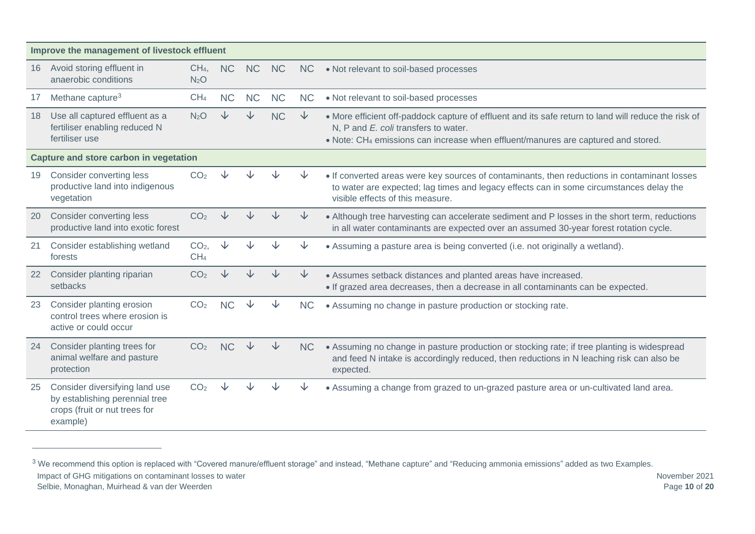| | | | | | | | |
|---|---|---|---|---|---|---|---|
| **Improve the management of livestock effluent** | | | | | | | |
| 16 | Avoid storing effluent in anaerobic conditions | $CH_4$, $N_2O$ | NC | NC | NC | NC | • Not relevant to soil-based processes |
| 17 | Methane capture[3] | $CH_4$ | NC | NC | NC | NC | • Not relevant to soil-based processes |
| 18 | Use all captured effluent as a fertiliser enabling reduced N fertiliser use | $N_2O$ | ↓ | ↓ | NC | ↓ | • More efficient off-paddock capture of effluent and its safe return to land will reduce the risk of N, P and *E. coli* transfers to water.<br>• Note: $CH_4$ emissions can increase when effluent/manures are captured and stored. |
| **Capture and store carbon in vegetation** | | | | | | | |
| 19 | Consider converting less productive land into indigenous vegetation | $CO_2$ | ↓ | ↓ | ↓ | ↓ | • If converted areas were key sources of contaminants, then reductions in contaminant losses to water are expected; lag times and legacy effects can in some circumstances delay the visible effects of this measure. |
| 20 | Consider converting less productive land into exotic forest | $CO_2$ | ↓ | ↓ | ↓ | ↓ | • Although tree harvesting can accelerate sediment and P losses in the short term, reductions in all water contaminants are expected over an assumed 30-year forest rotation cycle. |
| 21 | Consider establishing wetland forests | $CO_2$, $CH_4$ | ↓ | ↓ | ↓ | ↓ | • Assuming a pasture area is being converted (i.e. not originally a wetland). |
| 22 | Consider planting riparian setbacks | $CO_2$ | ↓ | ↓ | ↓ | ↓ | • Assumes setback distances and planted areas have increased.<br>• If grazed area decreases, then a decrease in all contaminants can be expected. |
| 23 | Consider planting erosion control trees where erosion is active or could occur | $CO_2$ | NC | ↓ | ↓ | NC | • Assuming no change in pasture production or stocking rate. |
| 24 | Consider planting trees for animal welfare and pasture protection | $CO_2$ | NC | ↓ | ↓ | NC | • Assuming no change in pasture production or stocking rate; if tree planting is widespread and feed N intake is accordingly reduced, then reductions in N leaching risk can also be expected. |
| 25 | Consider diversifying land use by establishing perennial tree crops (fruit or nut trees for example) | $CO_2$ | ↓ | ↓ | ↓ | ↓ | • Assuming a change from grazed to un-grazed pasture area or un-cultivated land area. |

[3] We recommend this option is replaced with “Covered manure/effluent storage” and instead, “Methane capture” and “Reducing ammonia emissions” added as two Examples.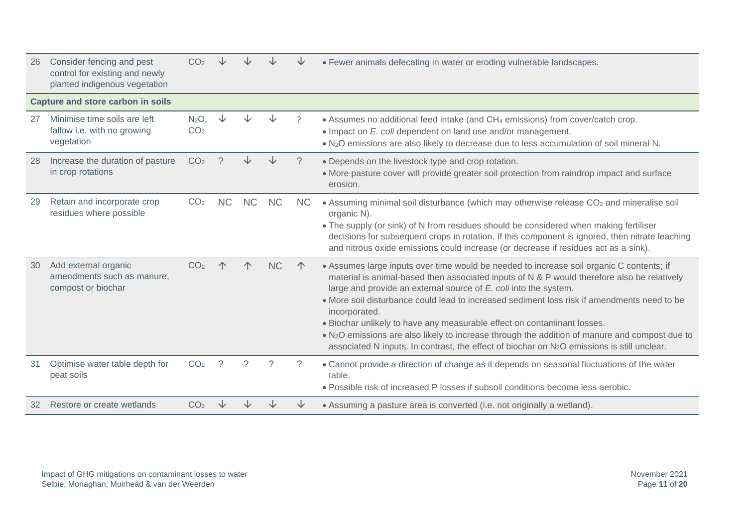| | | | | | | | |
|---|---|---|---|---|---|---|---|
| 26 | Consider fencing and pest control for existing and newly planted indigenous vegetation | $CO_2$ | ↓ | ↓ | ↓ | ↓ | • Fewer animals defecating in water or eroding vulnerable landscapes. |
| **Capture and store carbon in soils** | | | | | | | |
| 27 | Minimise time soils are left fallow i.e. with no growing vegetation | $N_2O$, $CO_2$ | ↓ | ↓ | ↓ | ? | • Assumes no additional feed intake (and $CH_4$ emissions) from cover/catch crop.<br>• Impact on *E. coli* dependent on land use and/or management.<br>• $N_2O$ emissions are also likely to decrease due to less accumulation of soil mineral N. |
| 28 | Increase the duration of pasture in crop rotations | $CO_2$ | ? | ↓ | ↓ | ? | • Depends on the livestock type and crop rotation.<br>• More pasture cover will provide greater soil protection from raindrop impact and surface erosion. |
| 29 | Retain and incorporate crop residues where possible | $CO_2$ | NC | NC | NC | NC | • Assuming minimal soil disturbance (which may otherwise release $CO_2$ and mineralise soil organic N).<br>• The supply (or sink) of N from residues should be considered when making fertiliser decisions for subsequent crops in rotation. If this component is ignored, then nitrate leaching and nitrous oxide emissions could increase (or decrease if residues act as a sink). |
| 30 | Add external organic amendments such as manure, compost or biochar | $CO_2$ | ↑ | ↑ | NC | ↑ | • Assumes large inputs over time would be needed to increase soil organic C contents; if material is animal-based then associated inputs of N & P would therefore also be relatively large and provide an external source of *E. coli* into the system.<br>• More soil disturbance could lead to increased sediment loss risk if amendments need to be incorporated.<br>• Biochar unlikely to have any measurable effect on contaminant losses.<br>• $N_2O$ emissions are also likely to increase through the addition of manure and compost due to associated N inputs. In contrast, the effect of biochar on $N_2O$ emissions is still unclear. |
| 31 | Optimise water table depth for peat soils | $CO_2$ | ? | ? | ? | ? | • Cannot provide a direction of change as it depends on seasonal fluctuations of the water table.<br>• Possible risk of increased P losses if subsoil conditions become less aerobic. |
| 32 | Restore or create wetlands | $CO_2$ | ↓ | ↓ | ↓ | ↓ | • Assuming a pasture area is converted (i.e. not originally a wetland). |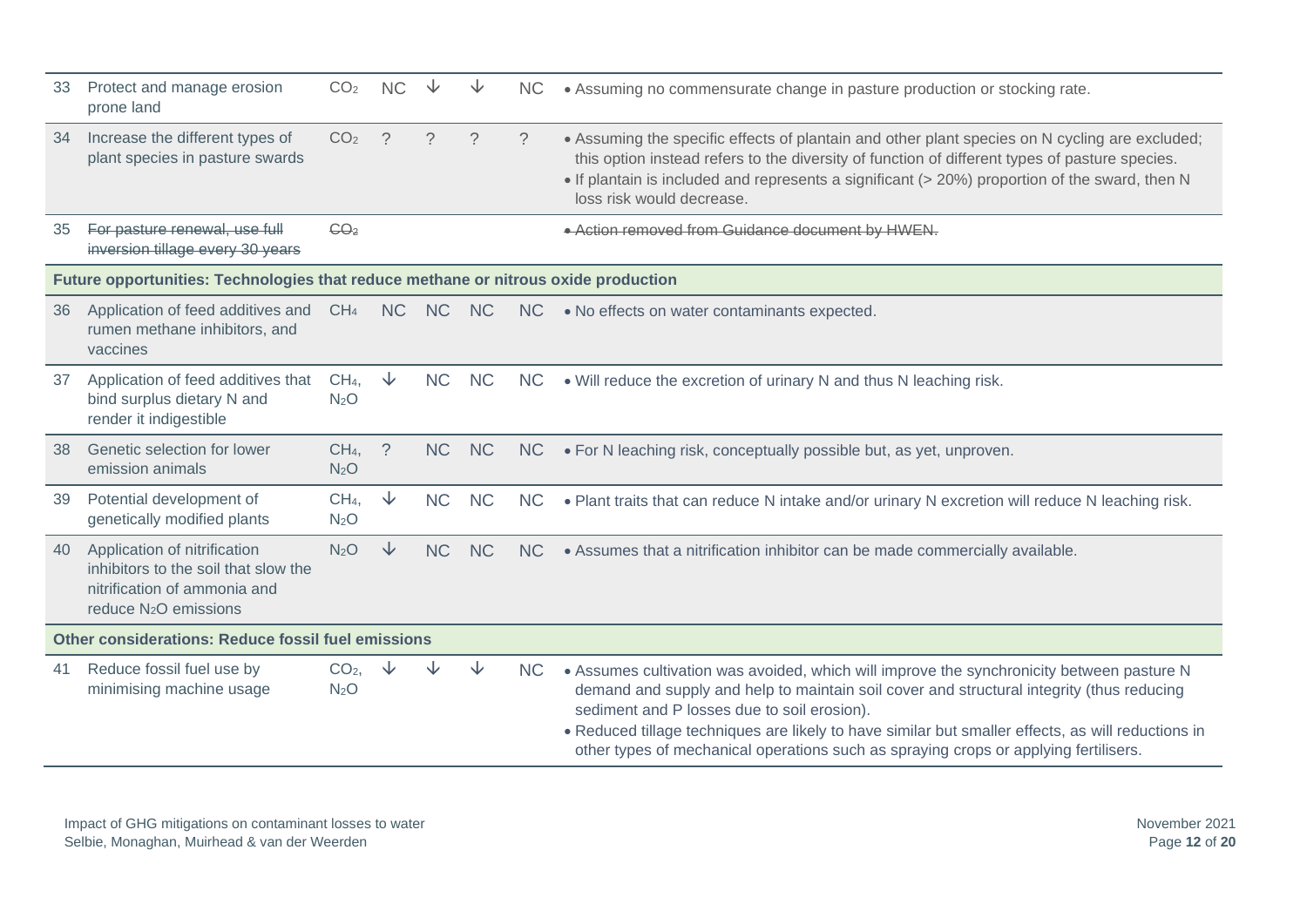| | | | | | | | |
|---|---|---|---|---|---|---|---|
| 33 | Protect and manage erosion prone land | $CO_2$ | NC | ↓ | ↓ | NC | • Assuming no commensurate change in pasture production or stocking rate. |
| 34 | Increase the different types of plant species in pasture swards | $CO_2$ | ? | ? | ? | ? | • Assuming the specific effects of plantain and other plant species on N cycling are excluded; this option instead refers to the diversity of function of different types of pasture species.<br>• If plantain is included and represents a significant (> 20%) proportion of the sward, then N loss risk would decrease. |
| 35 | ~~For pasture renewal, use full inversion tillage every 30 years~~ | ~~$CO_2$~~ | | | | | ~~• Action removed from Guidance document by HWEN.~~ |
| **Future opportunities: Technologies that reduce methane or nitrous oxide production** | | | | | | | |
| 36 | Application of feed additives and rumen methane inhibitors, and vaccines | $CH_4$ | NC | NC | NC | NC | • No effects on water contaminants expected. |
| 37 | Application of feed additives that bind surplus dietary N and render it indigestible | $CH_4$, $N_2O$ | ↓ | NC | NC | NC | • Will reduce the excretion of urinary N and thus N leaching risk. |
| 38 | Genetic selection for lower emission animals | $CH_4$, $N_2O$ | ? | NC | NC | NC | • For N leaching risk, conceptually possible but, as yet, unproven. |
| 39 | Potential development of genetically modified plants | $CH_4$, $N_2O$ | ↓ | NC | NC | NC | • Plant traits that can reduce N intake and/or urinary N excretion will reduce N leaching risk. |
| 40 | Application of nitrification inhibitors to the soil that slow the nitrification of ammonia and reduce $N_2O$ emissions | $N_2O$ | ↓ | NC | NC | NC | • Assumes that a nitrification inhibitor can be made commercially available. |
| **Other considerations: Reduce fossil fuel emissions** | | | | | | | |
| 41 | Reduce fossil fuel use by minimising machine usage | $CO_2$, $N_2O$ | ↓ | ↓ | ↓ | NC | • Assumes cultivation was avoided, which will improve the synchronicity between pasture N demand and supply and help to maintain soil cover and structural integrity (thus reducing sediment and P losses due to soil erosion).<br>• Reduced tillage techniques are likely to have similar but smaller effects, as will reductions in other types of mechanical operations such as spraying crops or applying fertilisers. |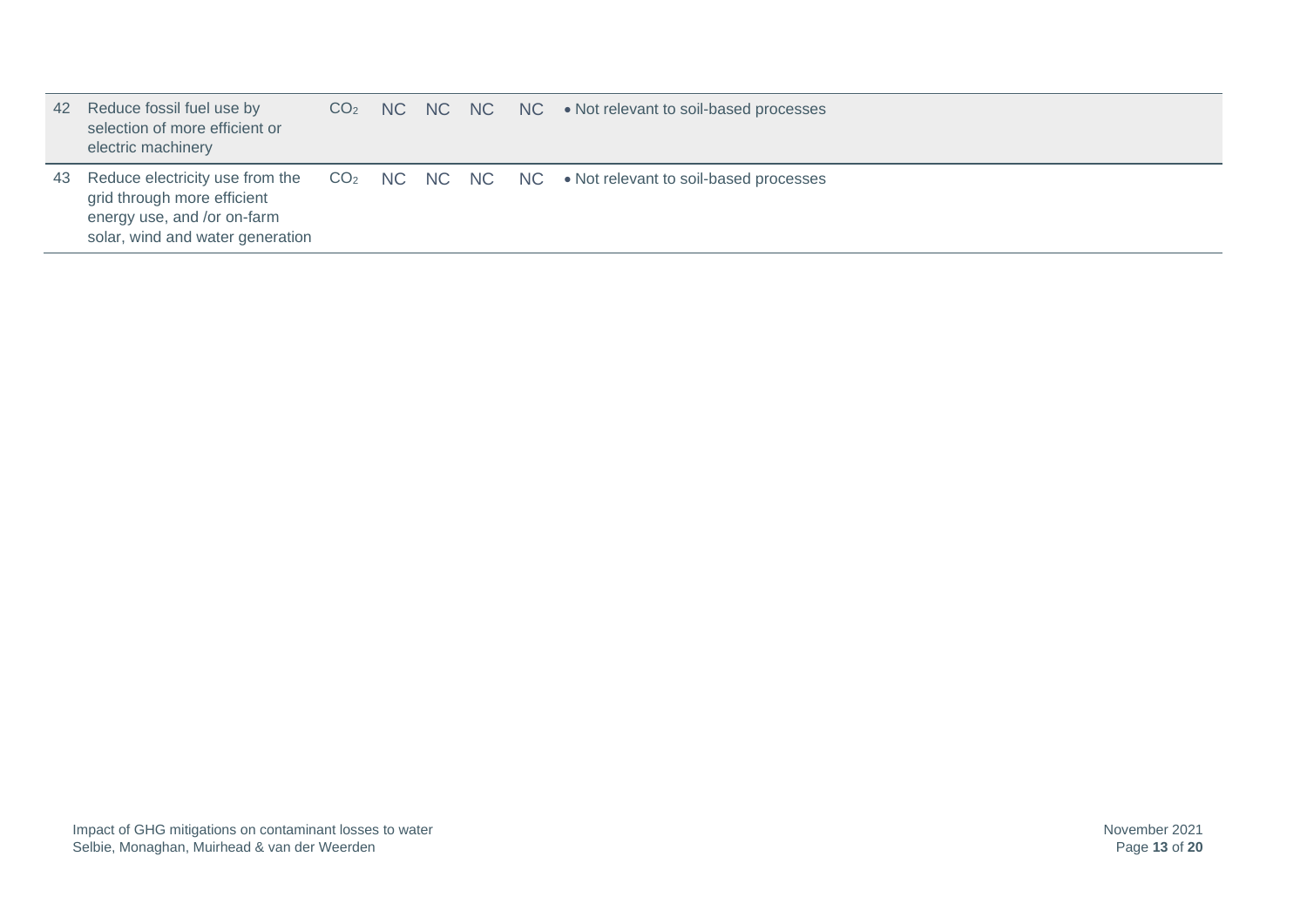| 42 | Reduce fossil fuel use by selection of more efficient or electric machinery | $CO_2$ | NC | NC | NC | NC | • Not relevant to soil-based processes |
|---|---|---|---|---|---|---|---|
| 43 | Reduce electricity use from the grid through more efficient energy use, and /or on-farm solar, wind and water generation | $CO_2$ | NC | NC | NC | NC | • Not relevant to soil-based processes |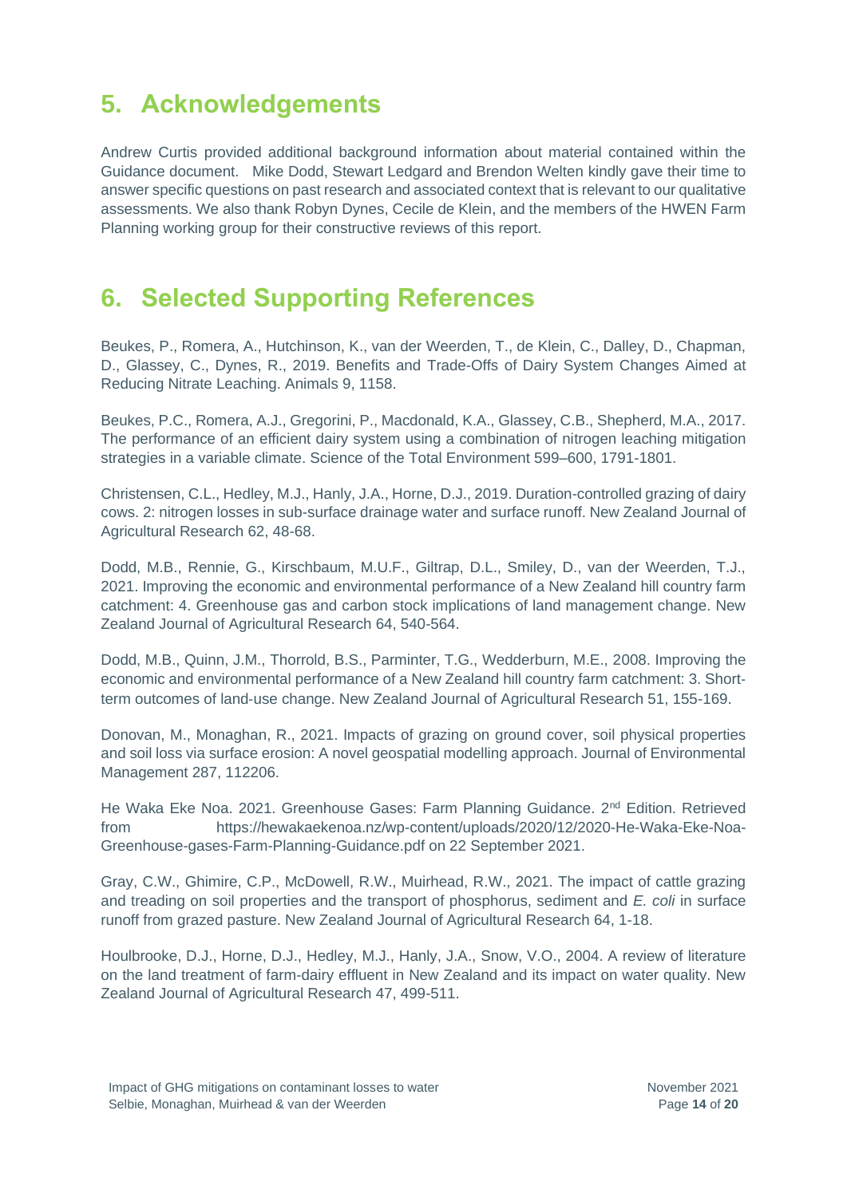## 5. Acknowledgements

Andrew Curtis provided additional background information about material contained within the Guidance document. Mike Dodd, Stewart Ledgard and Brendon Welten kindly gave their time to answer specific questions on past research and associated context that is relevant to our qualitative assessments. We also thank Robyn Dynes, Cecile de Klein, and the members of the HWEN Farm Planning working group for their constructive reviews of this report.

## 6. Selected Supporting References

Beukes, P., Romera, A., Hutchinson, K., van der Weerden, T., de Klein, C., Dalley, D., Chapman, D., Glassey, C., Dynes, R., 2019. Benefits and Trade-Offs of Dairy System Changes Aimed at Reducing Nitrate Leaching. Animals 9, 1158.

Beukes, P.C., Romera, A.J., Gregorini, P., Macdonald, K.A., Glassey, C.B., Shepherd, M.A., 2017. The performance of an efficient dairy system using a combination of nitrogen leaching mitigation strategies in a variable climate. Science of the Total Environment 599–600, 1791-1801.

Christensen, C.L., Hedley, M.J., Hanly, J.A., Horne, D.J., 2019. Duration-controlled grazing of dairy cows. 2: nitrogen losses in sub-surface drainage water and surface runoff. New Zealand Journal of Agricultural Research 62, 48-68.

Dodd, M.B., Rennie, G., Kirschbaum, M.U.F., Giltrap, D.L., Smiley, D., van der Weerden, T.J., 2021. Improving the economic and environmental performance of a New Zealand hill country farm catchment: 4. Greenhouse gas and carbon stock implications of land management change. New Zealand Journal of Agricultural Research 64, 540-564.

Dodd, M.B., Quinn, J.M., Thorrold, B.S., Parminter, T.G., Wedderburn, M.E., 2008. Improving the economic and environmental performance of a New Zealand hill country farm catchment: 3. Short-term outcomes of land-use change. New Zealand Journal of Agricultural Research 51, 155-169.

Donovan, M., Monaghan, R., 2021. Impacts of grazing on ground cover, soil physical properties and soil loss via surface erosion: A novel geospatial modelling approach. Journal of Environmental Management 287, 112206.

He Waka Eke Noa. 2021. Greenhouse Gases: Farm Planning Guidance. 2nd Edition. Retrieved from https://hewakaekenoa.nz/wp-content/uploads/2020/12/2020-He-Waka-Eke-Noa-Greenhouse-gases-Farm-Planning-Guidance.pdf on 22 September 2021.

Gray, C.W., Ghimire, C.P., McDowell, R.W., Muirhead, R.W., 2021. The impact of cattle grazing and treading on soil properties and the transport of phosphorus, sediment and *E. coli* in surface runoff from grazed pasture. New Zealand Journal of Agricultural Research 64, 1-18.

Houlbrooke, D.J., Horne, D.J., Hedley, M.J., Hanly, J.A., Snow, V.O., 2004. A review of literature on the land treatment of farm-dairy effluent in New Zealand and its impact on water quality. New Zealand Journal of Agricultural Research 47, 499-511.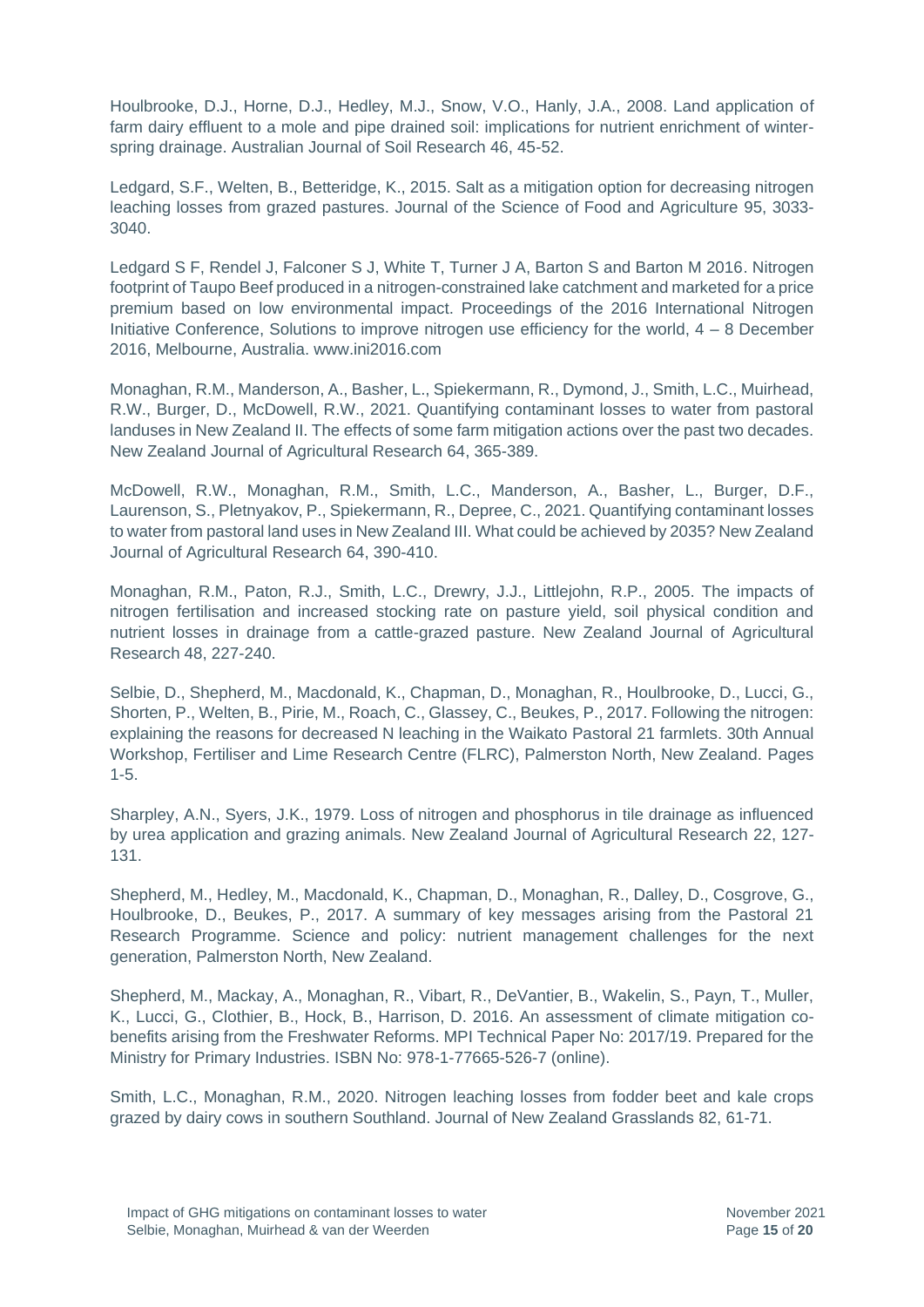Houlbrooke, D.J., Horne, D.J., Hedley, M.J., Snow, V.O., Hanly, J.A., 2008. Land application of farm dairy effluent to a mole and pipe drained soil: implications for nutrient enrichment of winter-spring drainage. Australian Journal of Soil Research 46, 45-52.

Ledgard, S.F., Welten, B., Betteridge, K., 2015. Salt as a mitigation option for decreasing nitrogen leaching losses from grazed pastures. Journal of the Science of Food and Agriculture 95, 3033-3040.

Ledgard S F, Rendel J, Falconer S J, White T, Turner J A, Barton S and Barton M 2016. Nitrogen footprint of Taupo Beef produced in a nitrogen-constrained lake catchment and marketed for a price premium based on low environmental impact. Proceedings of the 2016 International Nitrogen Initiative Conference, Solutions to improve nitrogen use efficiency for the world, 4 – 8 December 2016, Melbourne, Australia. www.ini2016.com

Monaghan, R.M., Manderson, A., Basher, L., Spiekermann, R., Dymond, J., Smith, L.C., Muirhead, R.W., Burger, D., McDowell, R.W., 2021. Quantifying contaminant losses to water from pastoral landuses in New Zealand II. The effects of some farm mitigation actions over the past two decades. New Zealand Journal of Agricultural Research 64, 365-389.

McDowell, R.W., Monaghan, R.M., Smith, L.C., Manderson, A., Basher, L., Burger, D.F., Laurenson, S., Pletnyakov, P., Spiekermann, R., Depree, C., 2021. Quantifying contaminant losses to water from pastoral land uses in New Zealand III. What could be achieved by 2035? New Zealand Journal of Agricultural Research 64, 390-410.

Monaghan, R.M., Paton, R.J., Smith, L.C., Drewry, J.J., Littlejohn, R.P., 2005. The impacts of nitrogen fertilisation and increased stocking rate on pasture yield, soil physical condition and nutrient losses in drainage from a cattle-grazed pasture. New Zealand Journal of Agricultural Research 48, 227-240.

Selbie, D., Shepherd, M., Macdonald, K., Chapman, D., Monaghan, R., Houlbrooke, D., Lucci, G., Shorten, P., Welten, B., Pirie, M., Roach, C., Glassey, C., Beukes, P., 2017. Following the nitrogen: explaining the reasons for decreased N leaching in the Waikato Pastoral 21 farmlets. 30th Annual Workshop, Fertiliser and Lime Research Centre (FLRC), Palmerston North, New Zealand. Pages 1-5.

Sharpley, A.N., Syers, J.K., 1979. Loss of nitrogen and phosphorus in tile drainage as influenced by urea application and grazing animals. New Zealand Journal of Agricultural Research 22, 127-131.

Shepherd, M., Hedley, M., Macdonald, K., Chapman, D., Monaghan, R., Dalley, D., Cosgrove, G., Houlbrooke, D., Beukes, P., 2017. A summary of key messages arising from the Pastoral 21 Research Programme. Science and policy: nutrient management challenges for the next generation, Palmerston North, New Zealand.

Shepherd, M., Mackay, A., Monaghan, R., Vibart, R., DeVantier, B., Wakelin, S., Payn, T., Muller, K., Lucci, G., Clothier, B., Hock, B., Harrison, D. 2016. An assessment of climate mitigation co-benefits arising from the Freshwater Reforms. MPI Technical Paper No: 2017/19. Prepared for the Ministry for Primary Industries. ISBN No: 978-1-77665-526-7 (online).

Smith, L.C., Monaghan, R.M., 2020. Nitrogen leaching losses from fodder beet and kale crops grazed by dairy cows in southern Southland. Journal of New Zealand Grasslands 82, 61-71.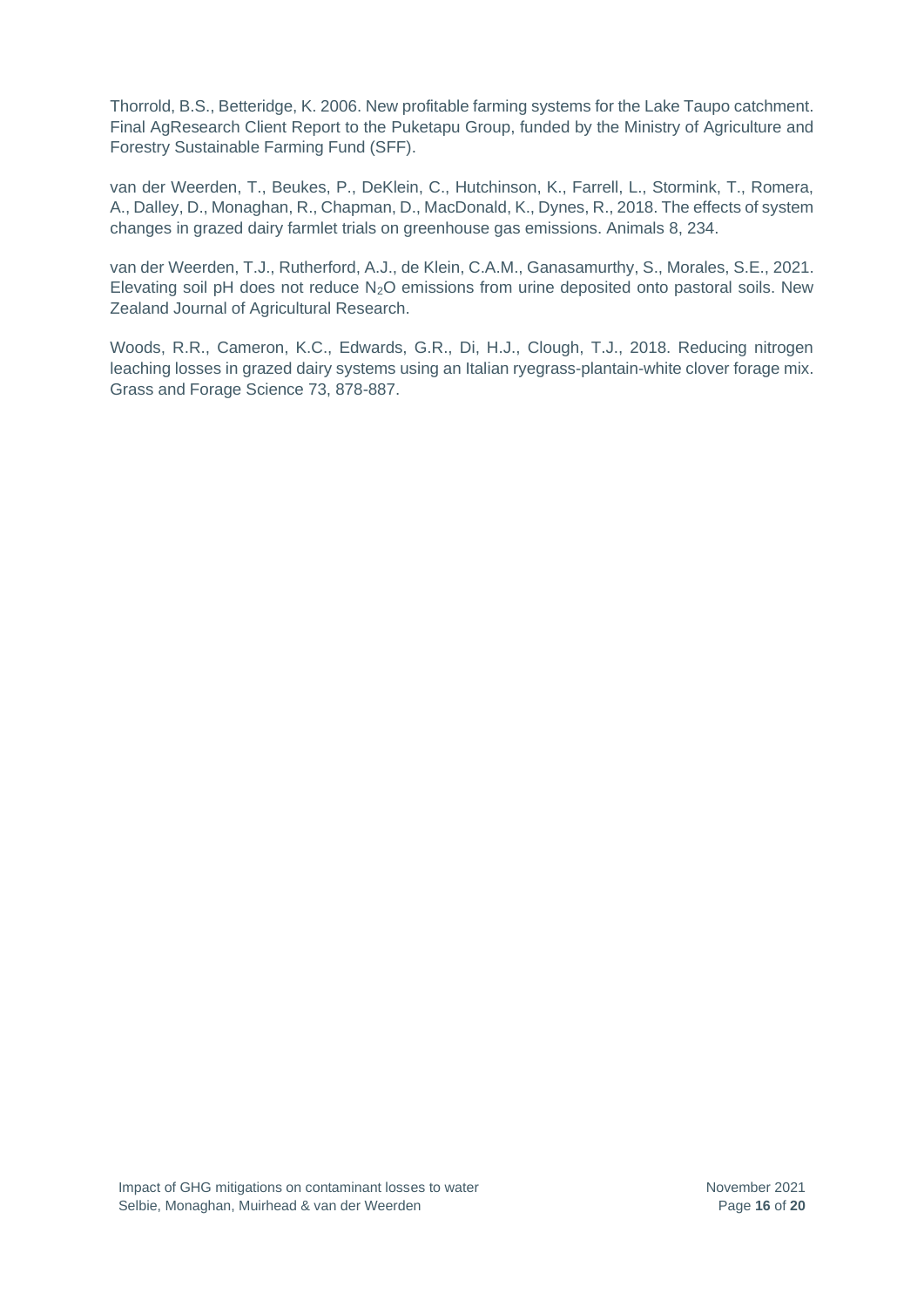Thorrold, B.S., Betteridge, K. 2006. New profitable farming systems for the Lake Taupo catchment. Final AgResearch Client Report to the Puketapu Group, funded by the Ministry of Agriculture and Forestry Sustainable Farming Fund (SFF).

van der Weerden, T., Beukes, P., DeKlein, C., Hutchinson, K., Farrell, L., Stormink, T., Romera, A., Dalley, D., Monaghan, R., Chapman, D., MacDonald, K., Dynes, R., 2018. The effects of system changes in grazed dairy farmlet trials on greenhouse gas emissions. Animals 8, 234.

van der Weerden, T.J., Rutherford, A.J., de Klein, C.A.M., Ganasamurthy, S., Morales, S.E., 2021. Elevating soil pH does not reduce $N_2O$ emissions from urine deposited onto pastoral soils. New Zealand Journal of Agricultural Research.

Woods, R.R., Cameron, K.C., Edwards, G.R., Di, H.J., Clough, T.J., 2018. Reducing nitrogen leaching losses in grazed dairy systems using an Italian ryegrass-plantain-white clover forage mix. Grass and Forage Science 73, 878-887.